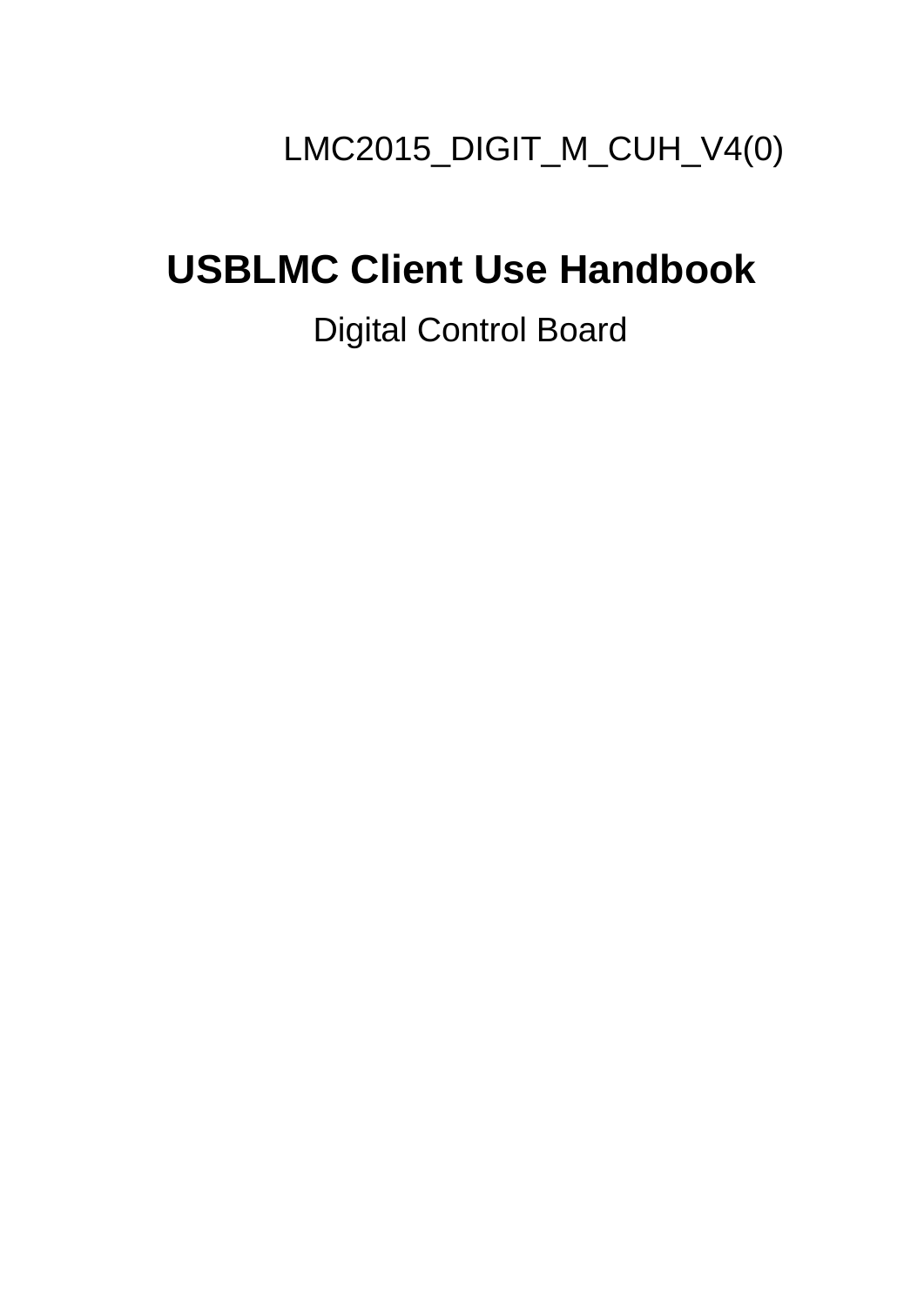LMC2015_DIGIT_M_CUH_V4(0)

# USBLMC Client Use Handbook

Digital Control Board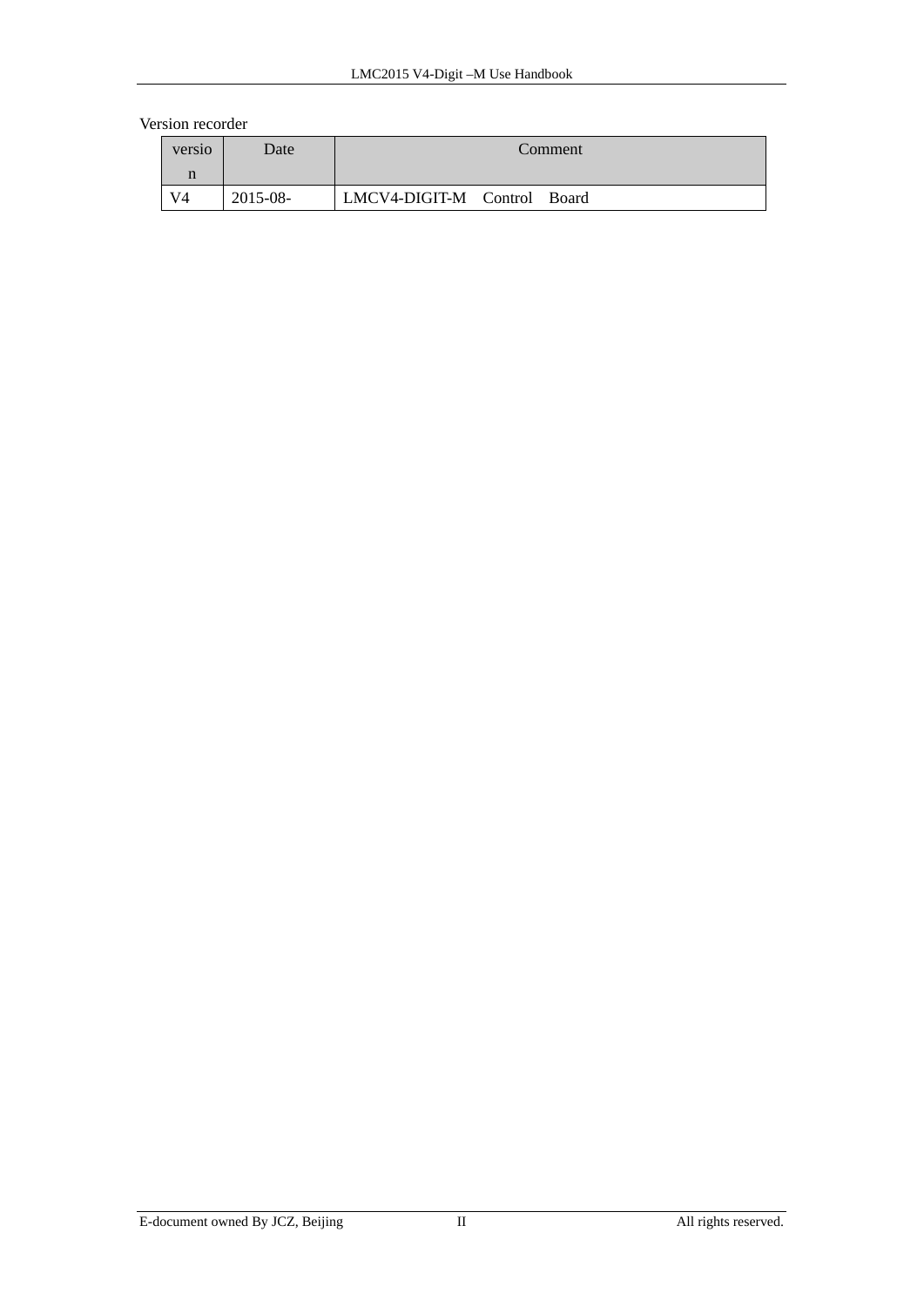Version recorder

| version | Date | Comment |
|---|---|---|
| V4 | 2015-08- | LMCV4-DIGIT-M Control Board |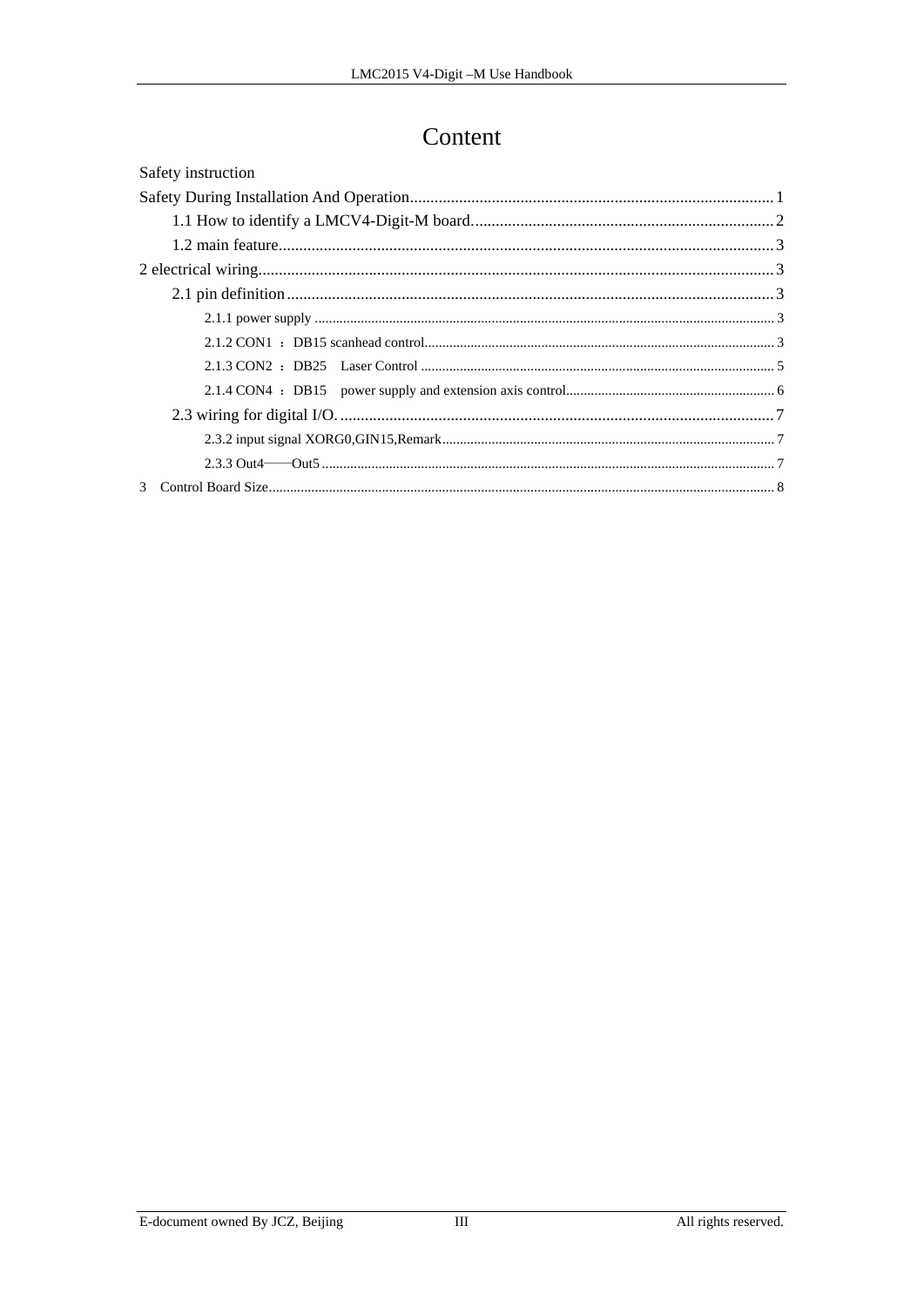# Content

Safety instruction

Safety During Installation And Operation........................................................................................1

- 1.1 How to identify a LMCV4-Digit-M board..........................................................................2
- 1.2 main feature........................................................................................................................3

2 electrical wiring.............................................................................................................................3

- 2.1 pin definition.......................................................................................................................3
  - 2.1.1 power supply ..................................................................................................................3
  - 2.1.2 CON1 ：DB15 scanhead control....................................................................................3
  - 2.1.3 CON2 ：DB25 Laser Control .........................................................................................5
  - 2.1.4 CON4 ：DB15 power supply and extension axis control...............................................6
- 2.3 wiring for digital I/O. ..........................................................................................................7
  - 2.3.2 input signal XORG0,GIN15,Remark.............................................................................7
  - 2.3.3 Out4——Out5 ................................................................................................................7

3 Control Board Size.........................................................................................................................8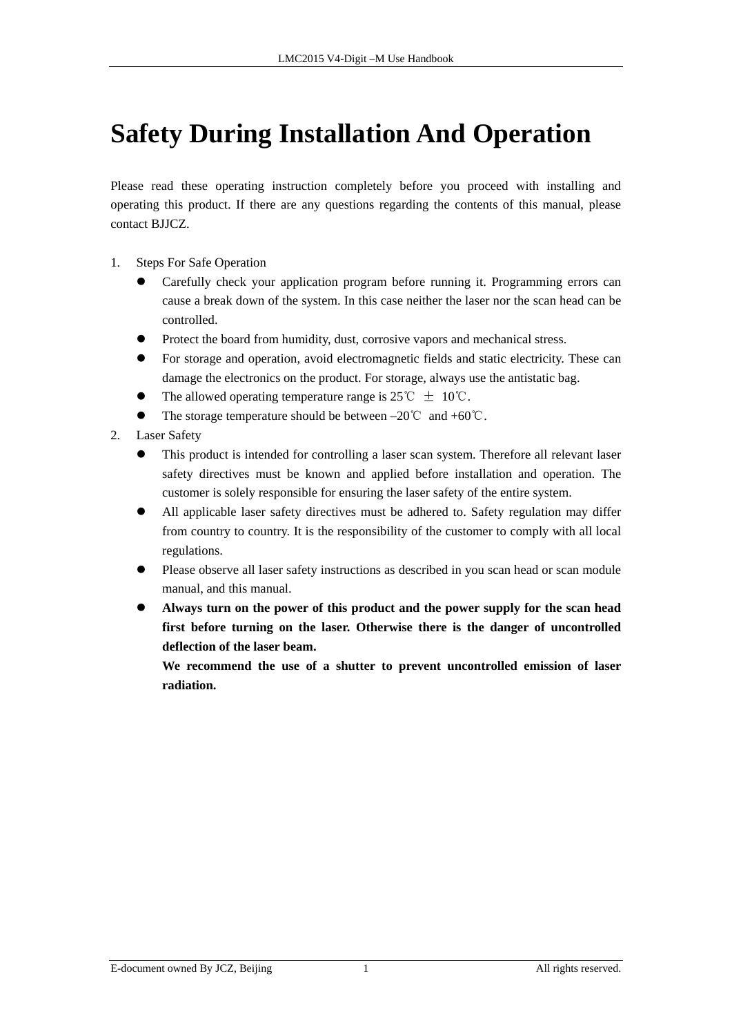# Safety During Installation And Operation

Please read these operating instruction completely before you proceed with installing and operating this product. If there are any questions regarding the contents of this manual, please contact BJJCZ.

1. Steps For Safe Operation
   - Carefully check your application program before running it. Programming errors can cause a break down of the system. In this case neither the laser nor the scan head can be controlled.
   - Protect the board from humidity, dust, corrosive vapors and mechanical stress.
   - For storage and operation, avoid electromagnetic fields and static electricity. These can damage the electronics on the product. For storage, always use the antistatic bag.
   - The allowed operating temperature range is 25℃ ± 10℃.
   - The storage temperature should be between –20℃ and +60℃.
2. Laser Safety
   - This product is intended for controlling a laser scan system. Therefore all relevant laser safety directives must be known and applied before installation and operation. The customer is solely responsible for ensuring the laser safety of the entire system.
   - All applicable laser safety directives must be adhered to. Safety regulation may differ from country to country. It is the responsibility of the customer to comply with all local regulations.
   - Please observe all laser safety instructions as described in you scan head or scan module manual, and this manual.
   - **Always turn on the power of this product and the power supply for the scan head first before turning on the laser. Otherwise there is the danger of uncontrolled deflection of the laser beam.**

     **We recommend the use of a shutter to prevent uncontrolled emission of laser radiation.**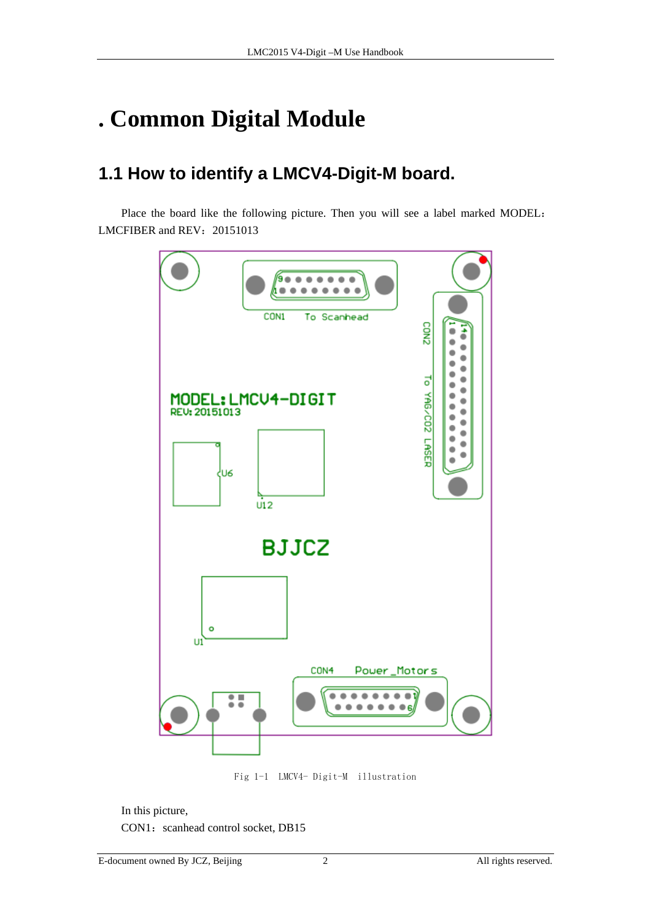# . Common Digital Module

## 1.1 How to identify a LMCV4-Digit-M board.

Place the board like the following picture. Then you will see a label marked MODEL：LMCFIBER and REV：20151013

Fig 1-1 LMCV4- Digit-M illustration

In this picture,

CON1：scanhead control socket, DB15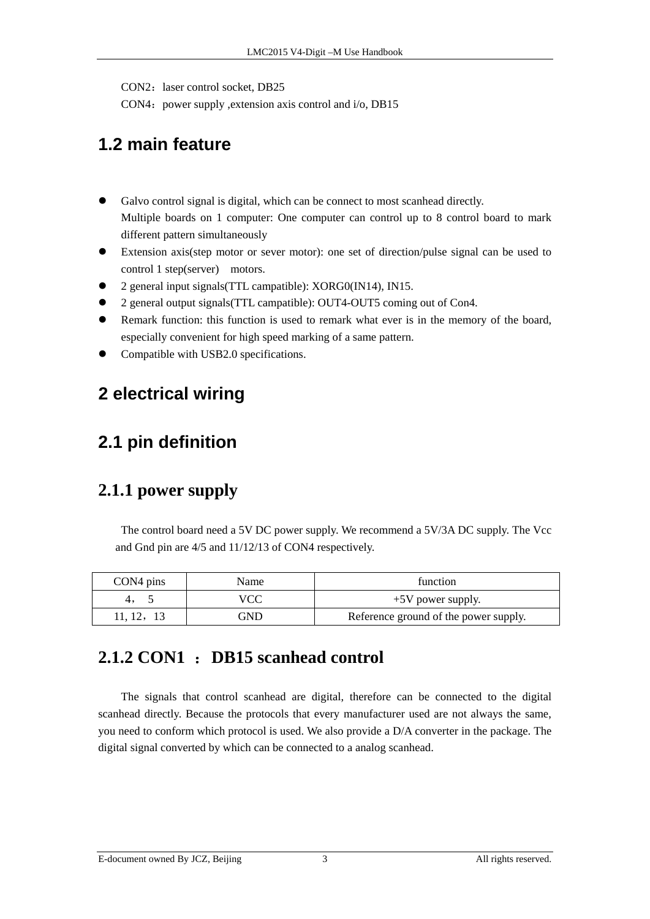CON2：laser control socket, DB25

CON4：power supply ,extension axis control and i/o, DB15

## 1.2 main feature

- Galvo control signal is digital, which can be connect to most scanhead directly.
  Multiple boards on 1 computer: One computer can control up to 8 control board to mark different pattern simultaneously
- Extension axis(step motor or sever motor): one set of direction/pulse signal can be used to control 1 step(server) motors.
- 2 general input signals(TTL campatible): XORG0(IN14), IN15.
- 2 general output signals(TTL campatible): OUT4-OUT5 coming out of Con4.
- Remark function: this function is used to remark what ever is in the memory of the board, especially convenient for high speed marking of a same pattern.
- Compatible with USB2.0 specifications.

# 2 electrical wiring

## 2.1 pin definition

### 2.1.1 power supply

The control board need a 5V DC power supply. We recommend a 5V/3A DC supply. The Vcc and Gnd pin are 4/5 and 11/12/13 of CON4 respectively.

| CON4 pins | Name | function |
|---|---|---|
| 4， 5 | VCC | +5V power supply. |
| 11, 12，13 | GND | Reference ground of the power supply. |

### 2.1.2 CON1 ： DB15 scanhead control

The signals that control scanhead are digital, therefore can be connected to the digital scanhead directly. Because the protocols that every manufacturer used are not always the same, you need to conform which protocol is used. We also provide a D/A converter in the package. The digital signal converted by which can be connected to a analog scanhead.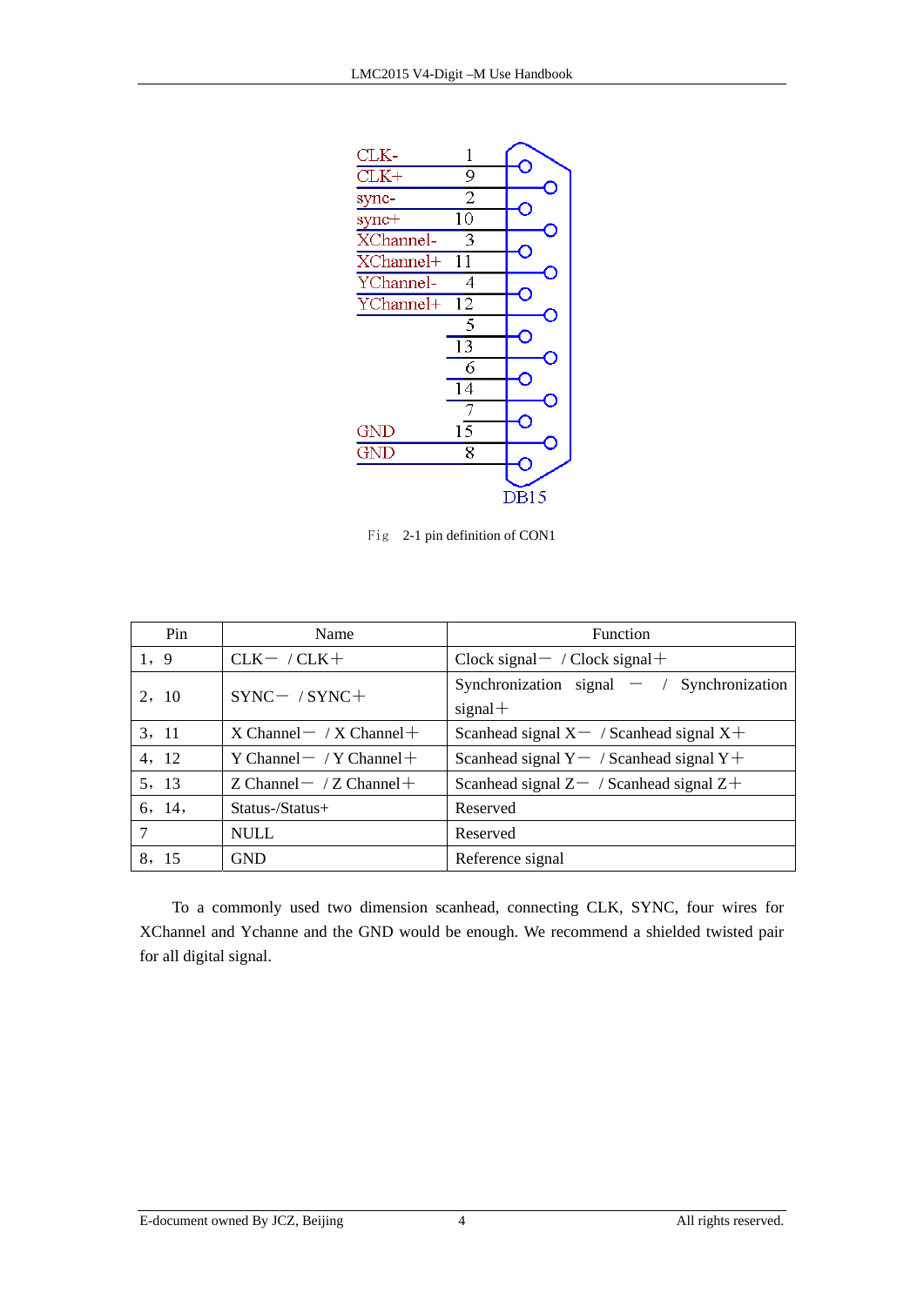Fig 2-1 pin definition of CON1

| Pin | Name | Function |
| --- | --- | --- |
| 1，9 | CLK－ / CLK＋ | Clock signal－ / Clock signal＋ |
| 2，10 | SYNC－ / SYNC＋ | Synchronization signal － / Synchronization signal＋ |
| 3，11 | X Channel－ / X Channel＋ | Scanhead signal X－ / Scanhead signal X＋ |
| 4，12 | Y Channel－ / Y Channel＋ | Scanhead signal Y－ / Scanhead signal Y＋ |
| 5，13 | Z Channel－ / Z Channel＋ | Scanhead signal Z－ / Scanhead signal Z＋ |
| 6，14， | Status-/Status+ | Reserved |
| 7 | NULL | Reserved |
| 8，15 | GND | Reference signal |

To a commonly used two dimension scanhead, connecting CLK, SYNC, four wires for XChannel and Ychanne and the GND would be enough. We recommend a shielded twisted pair for all digital signal.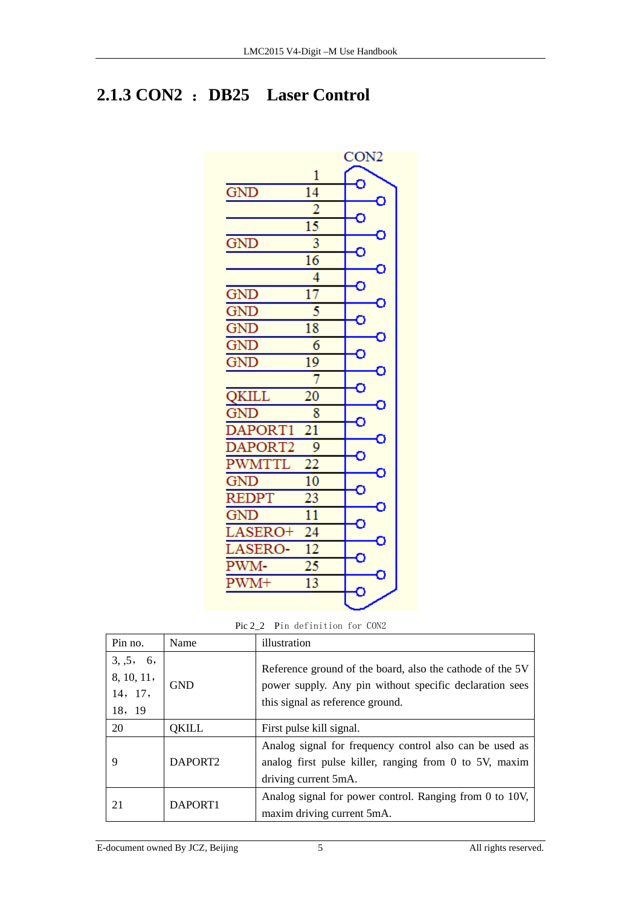## 2.1.3 CON2 ： DB25 Laser Control

| Name | Pin |
|---|---|
| | 1 |
| GND | 14 |
| | 2 |
| | 15 |
| GND | 3 |
| | 16 |
| | 4 |
| GND | 17 |
| GND | 5 |
| GND | 18 |
| GND | 6 |
| GND | 19 |
| | 7 |
| QKILL | 20 |
| GND | 8 |
| DAPORT1 | 21 |
| DAPORT2 | 9 |
| PWMTTL | 22 |
| GND | 10 |
| REDPT | 23 |
| GND | 11 |
| LASERO+ | 24 |
| LASERO- | 12 |
| PWM- | 25 |
| PWM+ | 13 |

Pic 2_2 Pin definition for CON2

| Pin no. | Name | illustration |
|---|---|---|
| 3, ,5， 6，8, 10, 11，14， 17，18， 19 | GND | Reference ground of the board, also the cathode of the 5V power supply. Any pin without specific declaration sees this signal as reference ground. |
| 20 | QKILL | First pulse kill signal. |
| 9 | DAPORT2 | Analog signal for frequency control also can be used as analog first pulse killer, ranging from 0 to 5V, maxim driving current 5mA. |
| 21 | DAPORT1 | Analog signal for power control. Ranging from 0 to 10V, maxim driving current 5mA. |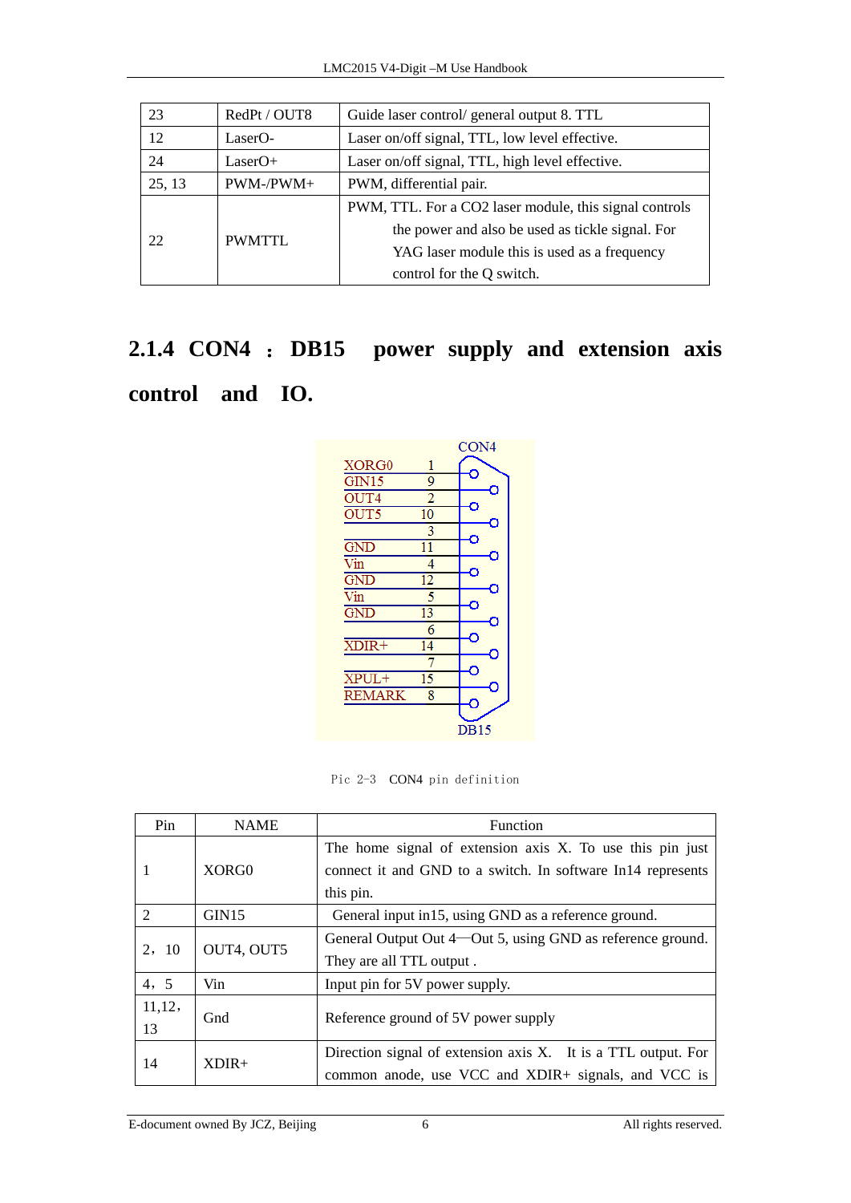| 23 | RedPt / OUT8 | Guide laser control/ general output 8. TTL |
|---|---|---|
| 12 | LaserO- | Laser on/off signal, TTL, low level effective. |
| 24 | LaserO+ | Laser on/off signal, TTL, high level effective. |
| 25, 13 | PWM-/PWM+ | PWM, differential pair. |
| 22 | PWMTTL | PWM, TTL. For a CO2 laser module, this signal controls the power and also be used as tickle signal. For YAG laser module this is used as a frequency control for the Q switch. |

## 2.1.4 CON4 ： DB15 power supply and extension axis control and IO.

Pic 2-3 CON4 pin definition

| Pin | NAME | Function |
|---|---|---|
| 1 | XORG0 | The home signal of extension axis X. To use this pin just connect it and GND to a switch. In software In14 represents this pin. |
| 2 | GIN15 | General input in15, using GND as a reference ground. |
| 2，10 | OUT4, OUT5 | General Output Out 4—Out 5, using GND as reference ground. They are all TTL output . |
| 4，5 | Vin | Input pin for 5V power supply. |
| 11,12，13 | Gnd | Reference ground of 5V power supply |
| 14 | XDIR+ | Direction signal of extension axis X. It is a TTL output. For common anode, use VCC and XDIR+ signals, and VCC is |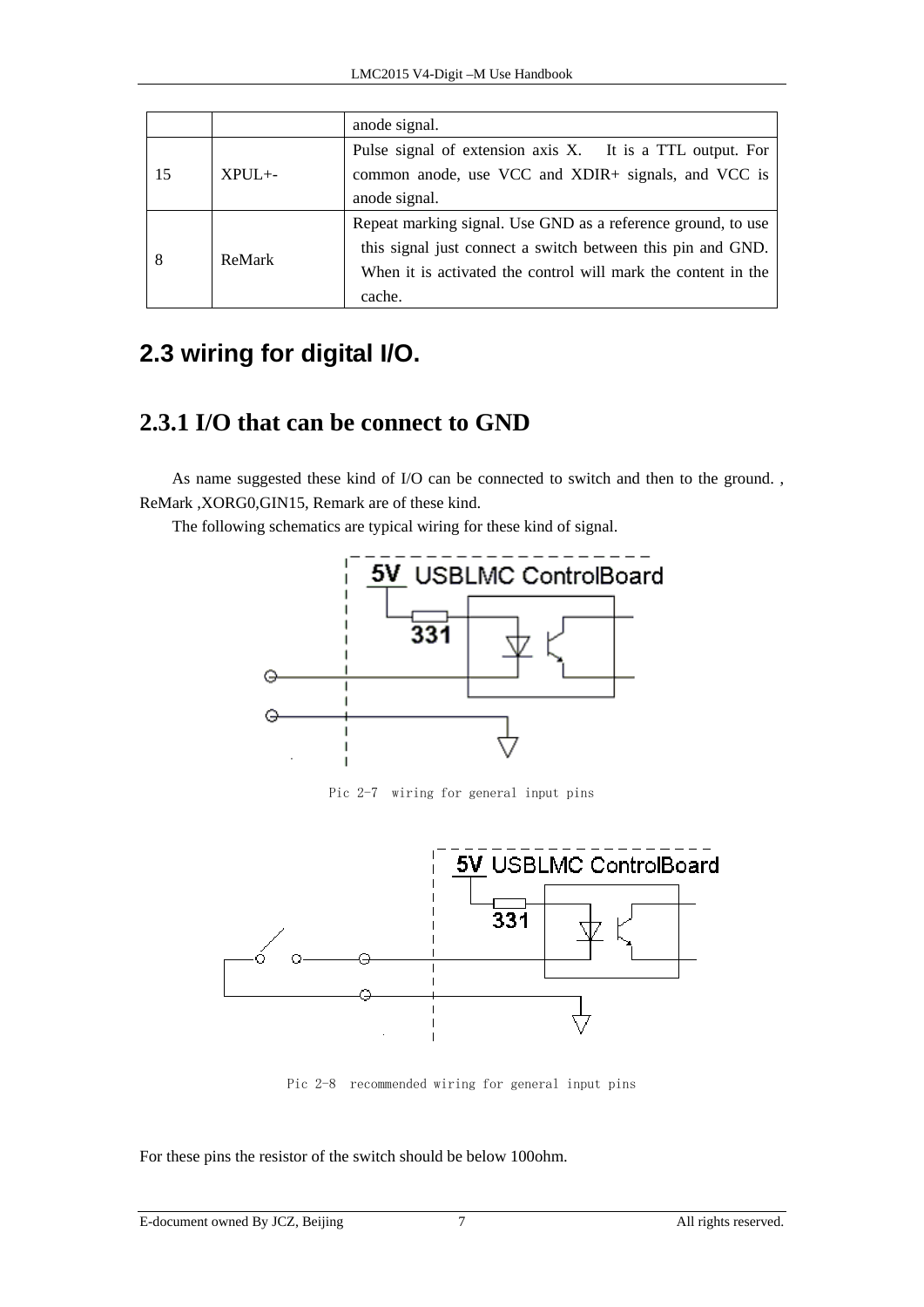|  |  | anode signal. |
| --- | --- | --- |
| 15 | XPUL+- | Pulse signal of extension axis X. It is a TTL output. For common anode, use VCC and XDIR+ signals, and VCC is anode signal. |
| 8 | ReMark | Repeat marking signal. Use GND as a reference ground, to use this signal just connect a switch between this pin and GND. When it is activated the control will mark the content in the cache. |

## 2.3 wiring for digital I/O.

### 2.3.1 I/O that can be connect to GND

As name suggested these kind of I/O can be connected to switch and then to the ground. , ReMark ,XORG0,GIN15, Remark are of these kind.

The following schematics are typical wiring for these kind of signal.

Pic 2-7 wiring for general input pins

Pic 2-8 recommended wiring for general input pins

For these pins the resistor of the switch should be below 100ohm.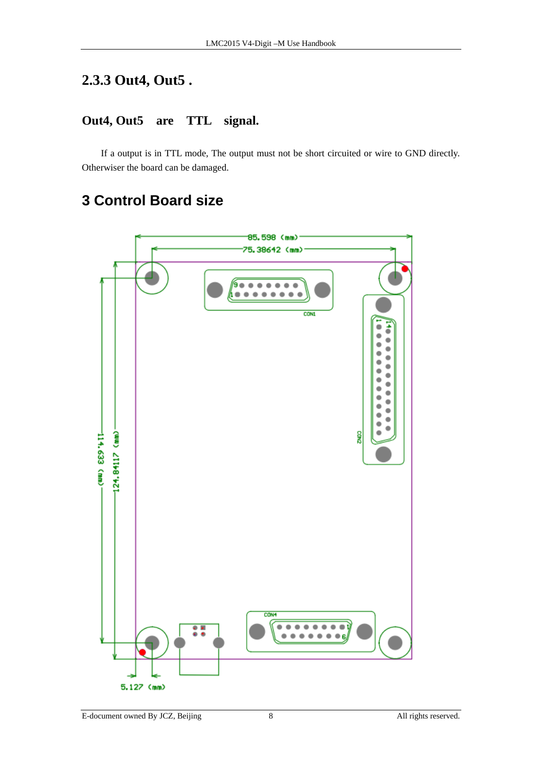## 2.3.3 Out4, Out5 .

### Out4, Out5 are TTL signal.

If a output is in TTL mode, The output must not be short circuited or wire to GND directly. Otherwiser the board can be damaged.

# 3 Control Board size

85.598 (mm)

75.38642 (mm)

114.633 (mm)

124.84117 (mm)

5.127 (mm)

CON1

CON2

CON4